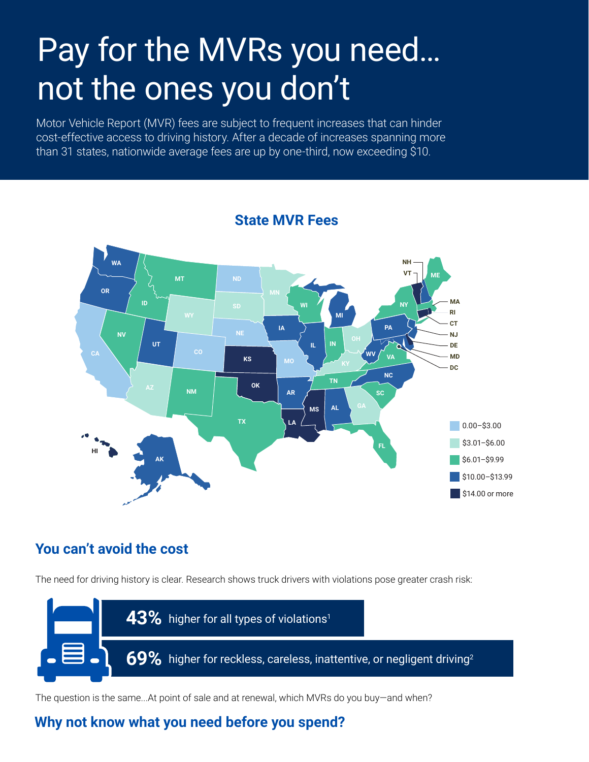# Pay for the MVRs you need… not the ones you don't

Motor Vehicle Report (MVR) fees are subject to frequent increases that can hinder cost-effective access to driving history. After a decade of increases spanning more than 31 states, nationwide average fees are up by one-third, now exceeding $10.

## State MVR Fees

- 0.00–$3.00
- $3.01–$6.00
- $6.01–$9.99
- $10.00–$13.99
- $14.00 or more

## You can't avoid the cost

The need for driving history is clear. Research shows truck drivers with violations pose greater crash risk:

**43%** higher for all types of violations[1]

**69%** higher for reckless, careless, inattentive, or negligent driving[2]

The question is the same...At point of sale and at renewal, which MVRs do you buy—and when?

## Why not know what you need before you spend?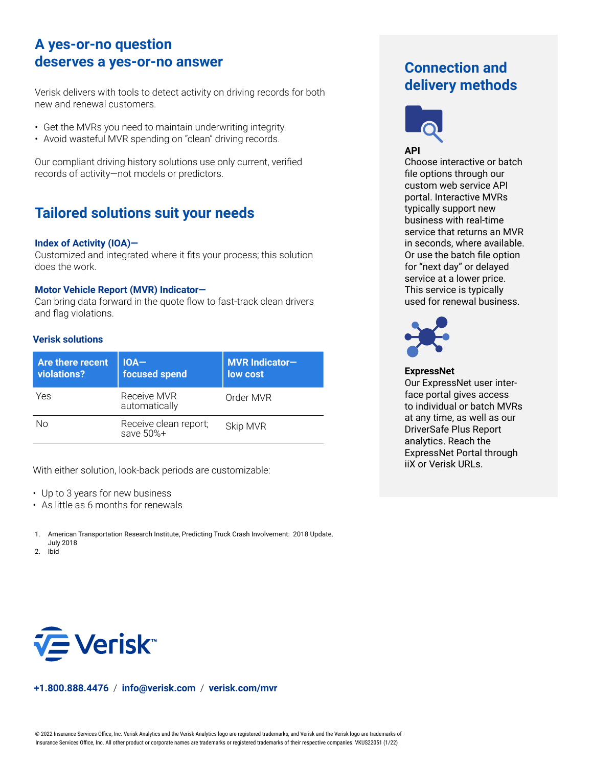## A yes-or-no question deserves a yes-or-no answer

Verisk delivers with tools to detect activity on driving records for both new and renewal customers.

- Get the MVRs you need to maintain underwriting integrity.
- Avoid wasteful MVR spending on "clean" driving records.

Our compliant driving history solutions use only current, verified records of activity—not models or predictors.

## Tailored solutions suit your needs

**Index of Activity (IOA)—**
Customized and integrated where it fits your process; this solution does the work.

**Motor Vehicle Report (MVR) Indicator—**
Can bring data forward in the quote flow to fast-track clean drivers and flag violations.

**Verisk solutions**

| Are there recent violations? | IOA—focused spend | MVR Indicator—low cost |
|---|---|---|
| Yes | Receive MVR automatically | Order MVR |
| No | Receive clean report; save 50%+ | Skip MVR |

With either solution, look-back periods are customizable:

- Up to 3 years for new business
- As little as 6 months for renewals

1. American Transportation Research Institute, Predicting Truck Crash Involvement: 2018 Update, July 2018
2. Ibid

## Connection and delivery methods

**API**
Choose interactive or batch file options through our custom web service API portal. Interactive MVRs typically support new business with real-time service that returns an MVR in seconds, where available. Or use the batch file option for "next day" or delayed service at a lower price. This service is typically used for renewal business.

**ExpressNet**
Our ExpressNet user interface portal gives access to individual or batch MVRs at any time, as well as our DriverSafe Plus Report analytics. Reach the ExpressNet Portal through iiX or Verisk URLs.

Verisk™

**+1.800.888.4476** / **info@verisk.com** / **verisk.com/mvr**

© 2022 Insurance Services Office, Inc. Verisk Analytics and the Verisk Analytics logo are registered trademarks, and Verisk and the Verisk logo are trademarks of Insurance Services Office, Inc. All other product or corporate names are trademarks or registered trademarks of their respective companies. VKUS22051 (1/22)